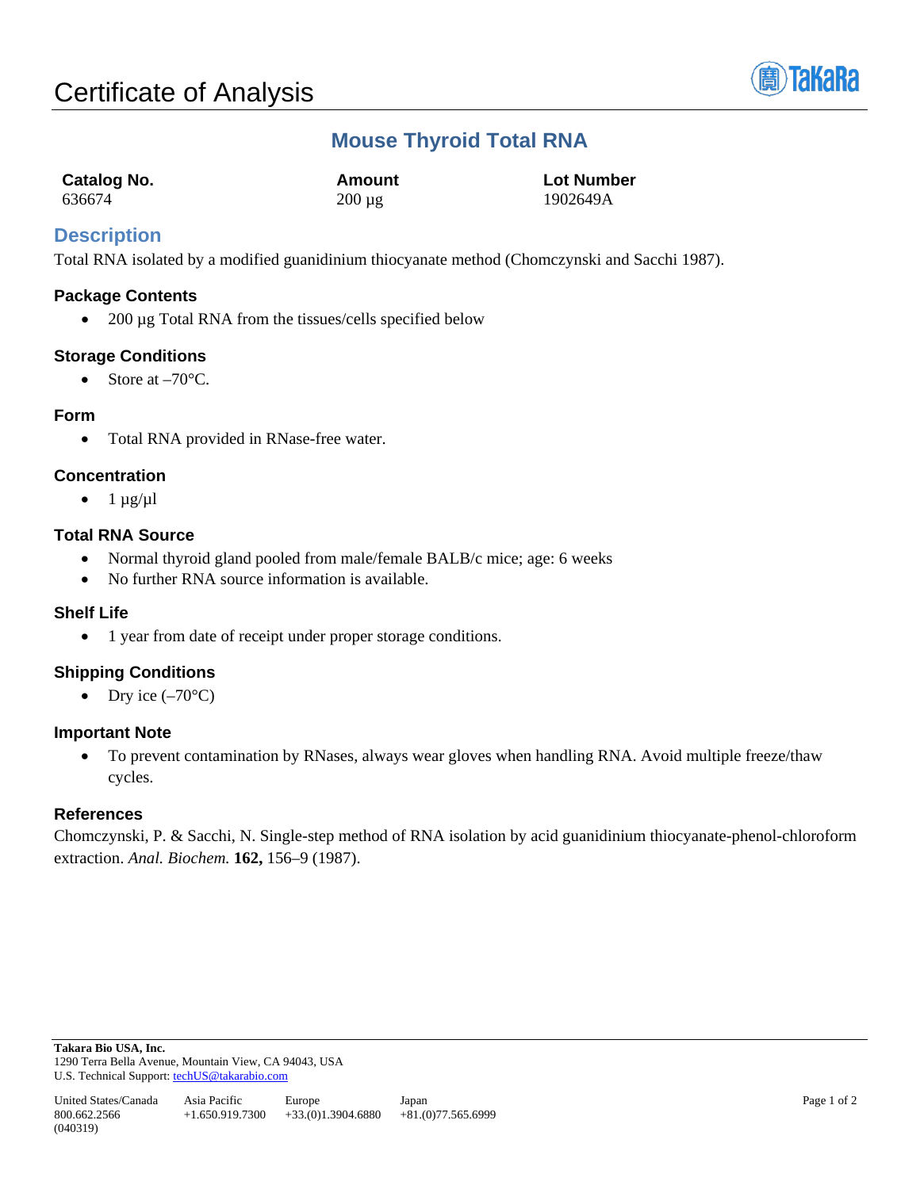# Certificate of Analysis

## Mouse Thyroid Total RNA

| Catalog No. | Amount | Lot Number |
| --- | --- | --- |
| 636674 | 200 µg | 1902649A |

## Description

Total RNA isolated by a modified guanidinium thiocyanate method (Chomczynski and Sacchi 1987).

### Package Contents

- 200 µg Total RNA from the tissues/cells specified below

### Storage Conditions

- Store at –70°C.

### Form

- Total RNA provided in RNase-free water.

### Concentration

- 1 µg/µl

### Total RNA Source

- Normal thyroid gland pooled from male/female BALB/c mice; age: 6 weeks
- No further RNA source information is available.

### Shelf Life

- 1 year from date of receipt under proper storage conditions.

### Shipping Conditions

- Dry ice (–70°C)

### Important Note

- To prevent contamination by RNases, always wear gloves when handling RNA. Avoid multiple freeze/thaw cycles.

### References

Chomczynski, P. & Sacchi, N. Single-step method of RNA isolation by acid guanidinium thiocyanate-phenol-chloroform extraction. *Anal. Biochem.* **162,** 156–9 (1987).

**Takara Bio USA, Inc.**
1290 Terra Bella Avenue, Mountain View, CA 94043, USA
U.S. Technical Support: techUS@takarabio.com

| United States/Canada | Asia Pacific | Europe | Japan |
| --- | --- | --- | --- |
| 800.662.2566 | +1.650.919.7300 | +33.(0)1.3904.6880 | +81.(0)77.565.6999 |

(040319)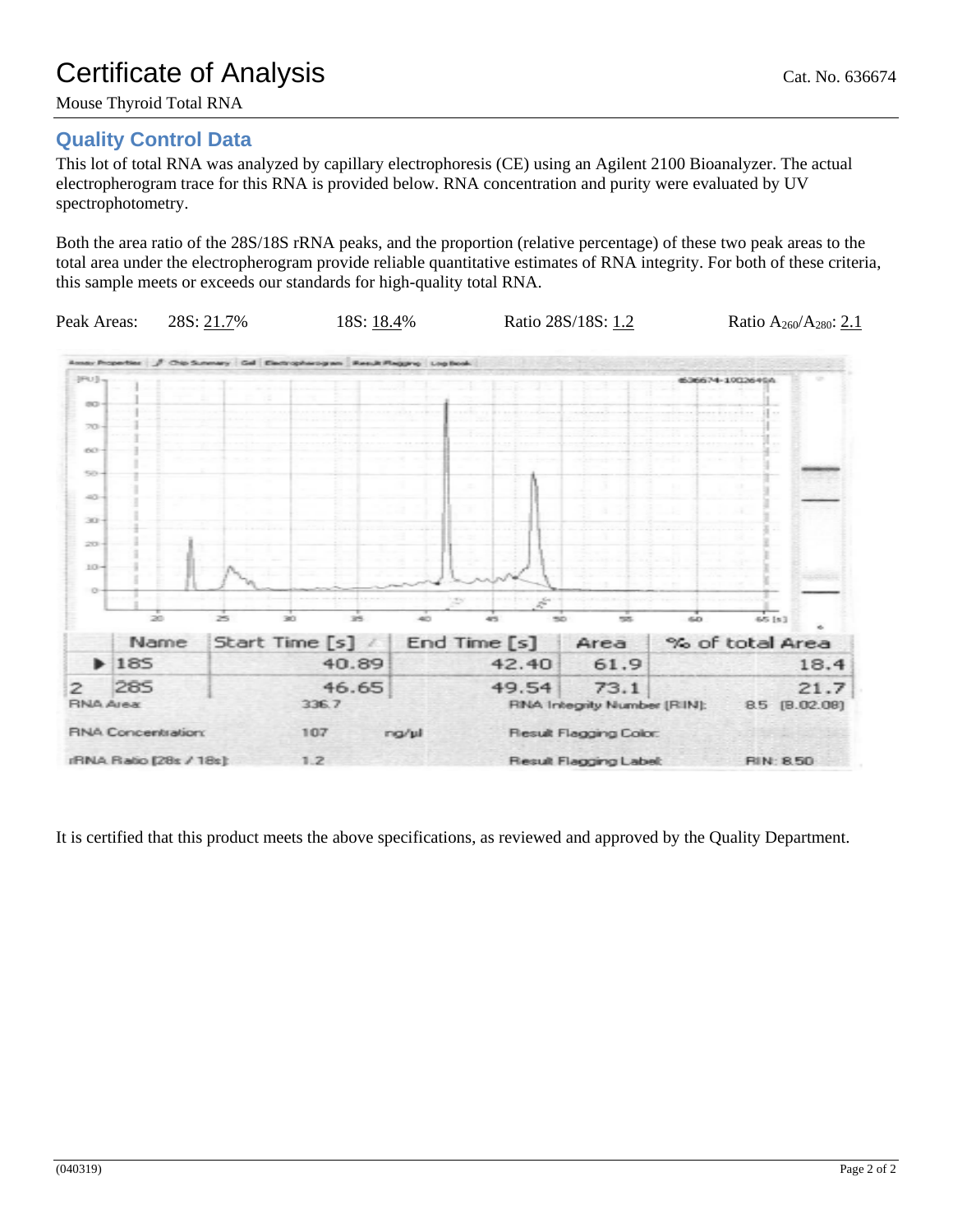# Certificate of Analysis

Cat. No. 636674

Mouse Thyroid Total RNA

## Quality Control Data

This lot of total RNA was analyzed by capillary electrophoresis (CE) using an Agilent 2100 Bioanalyzer. The actual electropherogram trace for this RNA is provided below. RNA concentration and purity were evaluated by UV spectrophotometry.

Both the area ratio of the 28S/18S rRNA peaks, and the proportion (relative percentage) of these two peak areas to the total area under the electropherogram provide reliable quantitative estimates of RNA integrity. For both of these criteria, this sample meets or exceeds our standards for high-quality total RNA.

Peak Areas: 28S: 21.7% 18S: 18.4% Ratio 28S/18S: 1.2 Ratio $A_{260}/A_{280}$: 2.1

| | Name | Start Time [s] | End Time [s] | Area | % of total Area |
|---|---|---|---|---|---|
| ▶ | 18S | 40.89 | 42.40 | 61.9 | 18.4 |
| 2 | 28S | 46.65 | 49.54 | 73.1 | 21.7 |

| | | | |
|---|---|---|---|
| RNA Area: | 336.7 | RNA Integrity Number (RIN): | 8.5 (B.02.08) |
| RNA Concentration: | 107 ng/µl | Result Flagging Color: | |
| rRNA Ratio [28s / 18s]: | 1.2 | Result Flagging Label: | RIN: 8.50 |

It is certified that this product meets the above specifications, as reviewed and approved by the Quality Department.

(040319)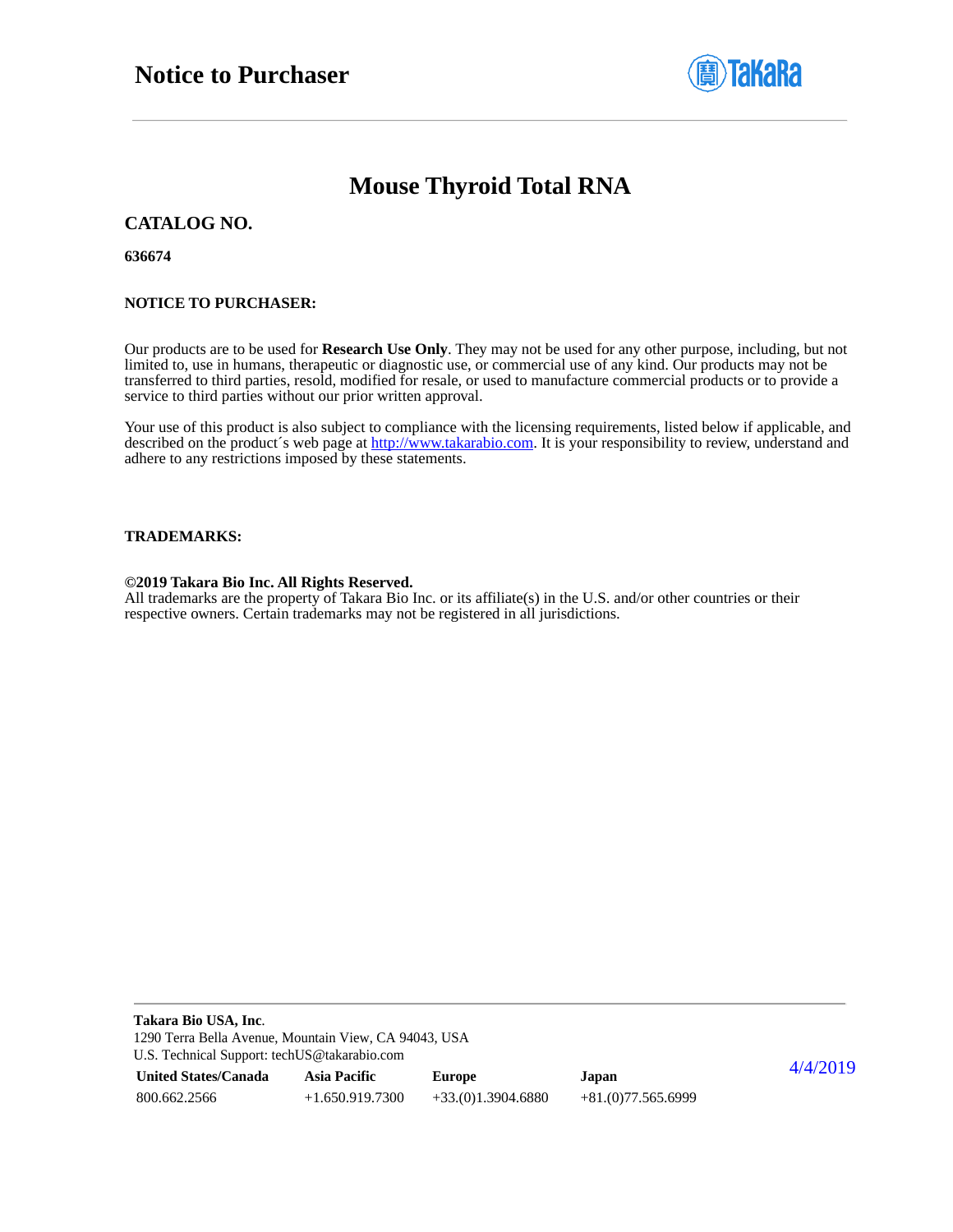# Notice to Purchaser

## Mouse Thyroid Total RNA

### CATALOG NO.

**636674**

**NOTICE TO PURCHASER:**

Our products are to be used for **Research Use Only**. They may not be used for any other purpose, including, but not limited to, use in humans, therapeutic or diagnostic use, or commercial use of any kind. Our products may not be transferred to third parties, resold, modified for resale, or used to manufacture commercial products or to provide a service to third parties without our prior written approval.

Your use of this product is also subject to compliance with the licensing requirements, listed below if applicable, and described on the product´s web page at http://www.takarabio.com. It is your responsibility to review, understand and adhere to any restrictions imposed by these statements.

**TRADEMARKS:**

**©2019 Takara Bio Inc. All Rights Reserved.**
All trademarks are the property of Takara Bio Inc. or its affiliate(s) in the U.S. and/or other countries or their respective owners. Certain trademarks may not be registered in all jurisdictions.

**Takara Bio USA, Inc**.
1290 Terra Bella Avenue, Mountain View, CA 94043, USA
U.S. Technical Support: techUS@takarabio.com

| United States/Canada | Asia Pacific | Europe | Japan |
| --- | --- | --- | --- |
| 800.662.2566 | +1.650.919.7300 | +33.(0)1.3904.6880 | +81.(0)77.565.6999 |

4/4/2019